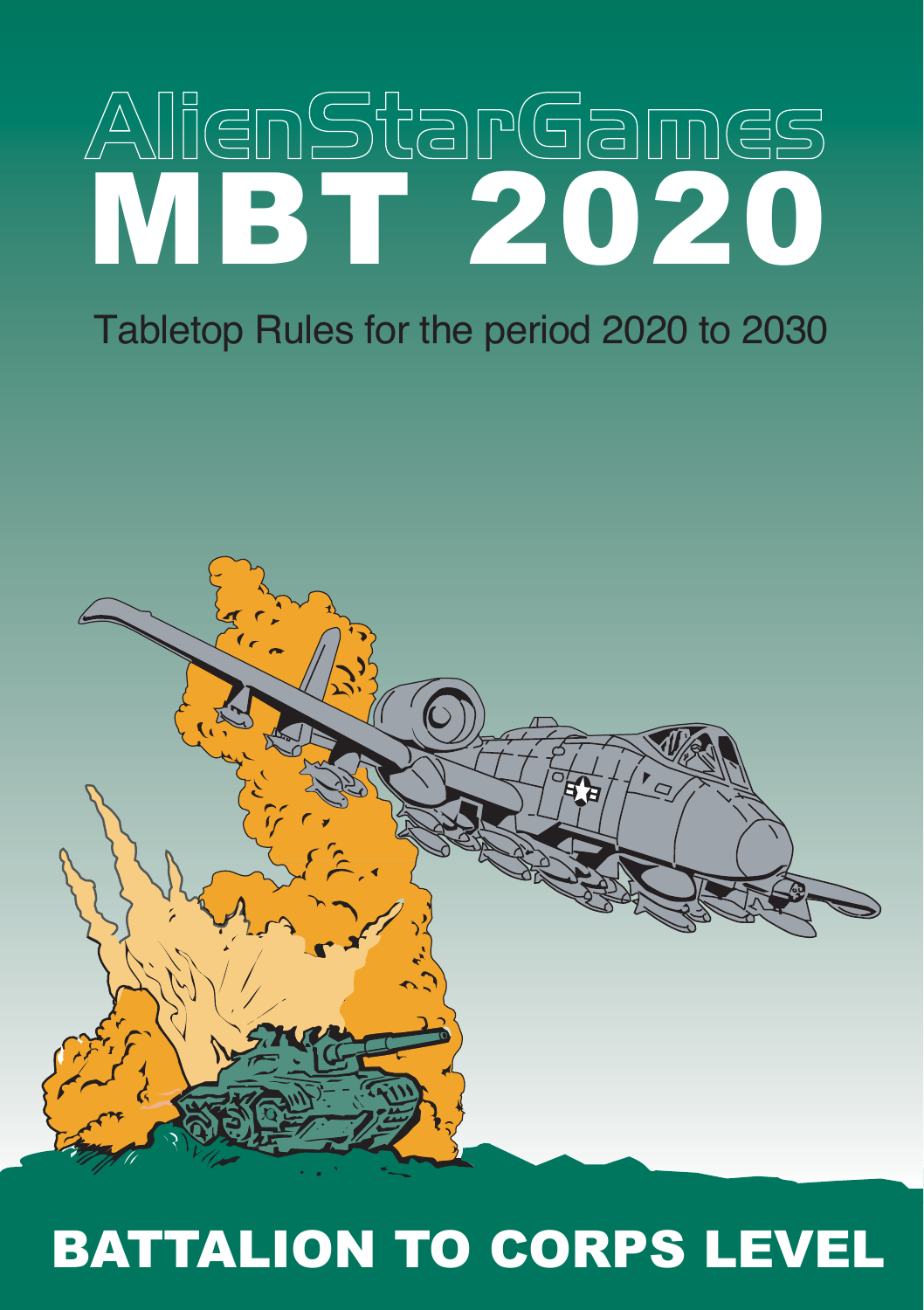AlienStarGames

# MBT 2020

Tabletop Rules for the period 2020 to 2030

## BATTALION TO CORPS LEVEL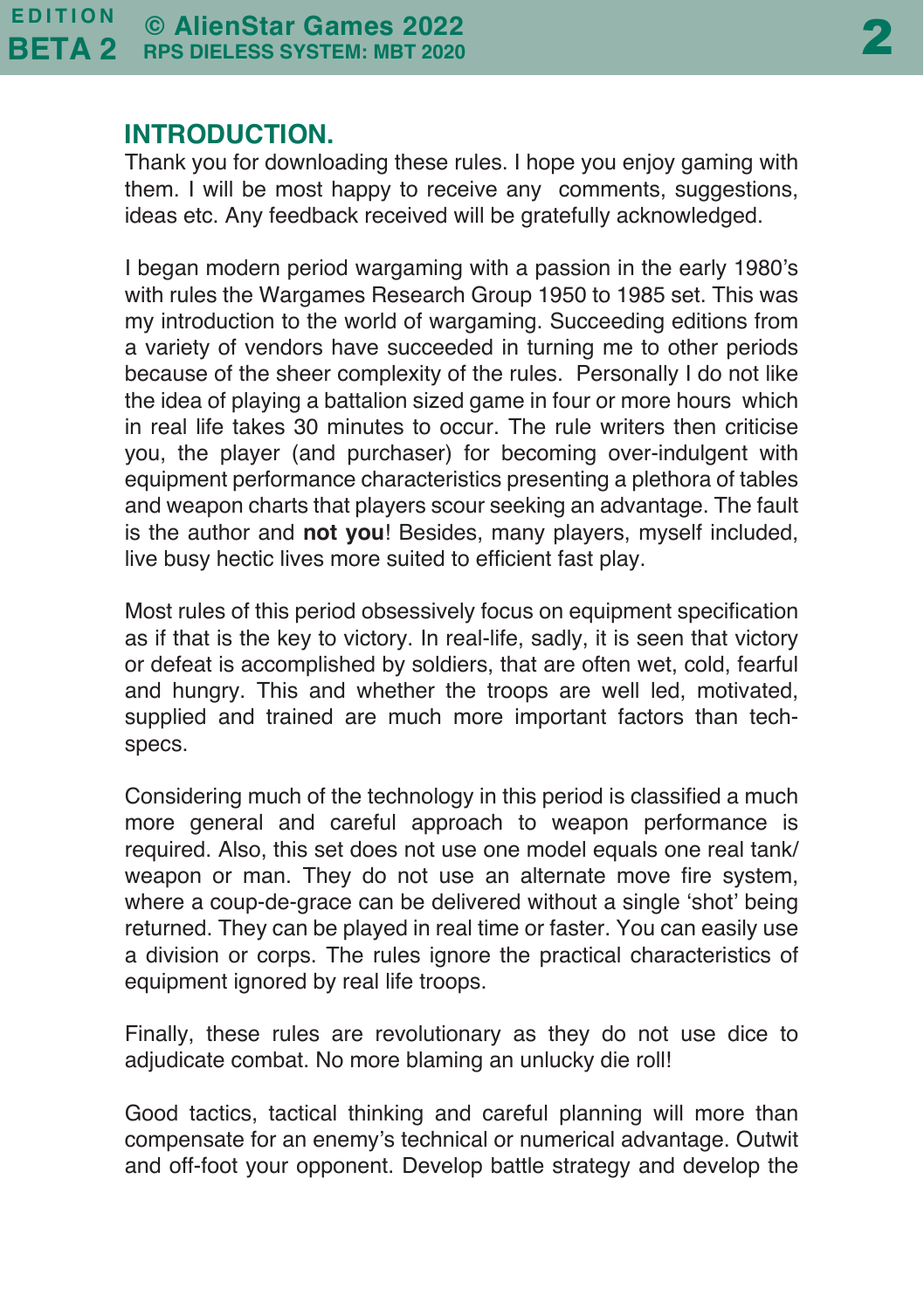## INTRODUCTION.

Thank you for downloading these rules. I hope you enjoy gaming with them. I will be most happy to receive any comments, suggestions, ideas etc. Any feedback received will be gratefully acknowledged.

I began modern period wargaming with a passion in the early 1980's with rules the Wargames Research Group 1950 to 1985 set. This was my introduction to the world of wargaming. Succeeding editions from a variety of vendors have succeeded in turning me to other periods because of the sheer complexity of the rules. Personally I do not like the idea of playing a battalion sized game in four or more hours which in real life takes 30 minutes to occur. The rule writers then criticise you, the player (and purchaser) for becoming over-indulgent with equipment performance characteristics presenting a plethora of tables and weapon charts that players scour seeking an advantage. The fault is the author and **not you**! Besides, many players, myself included, live busy hectic lives more suited to efficient fast play.

Most rules of this period obsessively focus on equipment specification as if that is the key to victory. In real-life, sadly, it is seen that victory or defeat is accomplished by soldiers, that are often wet, cold, fearful and hungry. This and whether the troops are well led, motivated, supplied and trained are much more important factors than tech-specs.

Considering much of the technology in this period is classified a much more general and careful approach to weapon performance is required. Also, this set does not use one model equals one real tank/ weapon or man. They do not use an alternate move fire system, where a coup-de-grace can be delivered without a single 'shot' being returned. They can be played in real time or faster. You can easily use a division or corps. The rules ignore the practical characteristics of equipment ignored by real life troops.

Finally, these rules are revolutionary as they do not use dice to adjudicate combat. No more blaming an unlucky die roll!

Good tactics, tactical thinking and careful planning will more than compensate for an enemy's technical or numerical advantage. Outwit and off-foot your opponent. Develop battle strategy and develop the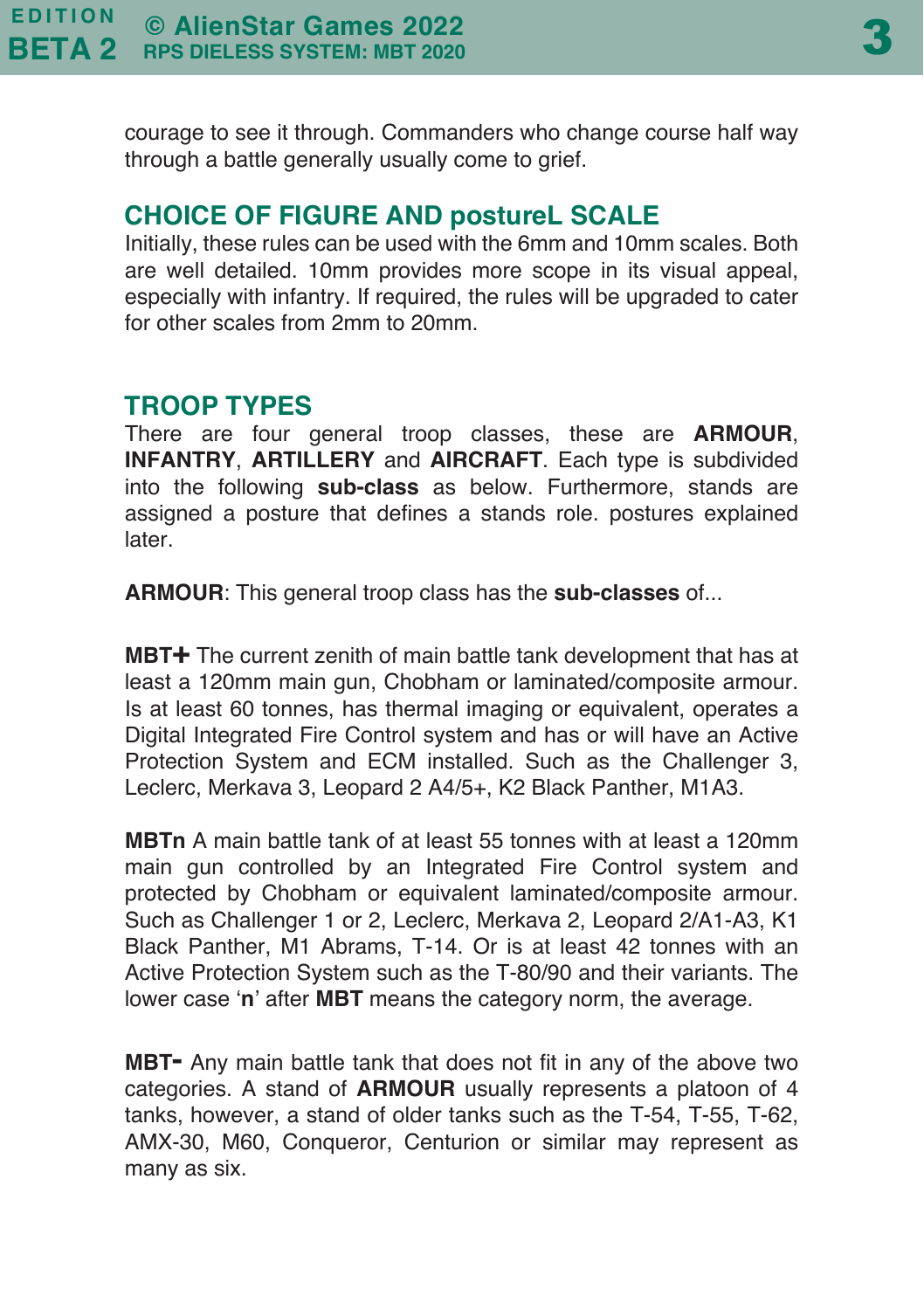courage to see it through. Commanders who change course half way through a battle generally usually come to grief.

## CHOICE OF FIGURE AND postureL SCALE

Initially, these rules can be used with the 6mm and 10mm scales. Both are well detailed. 10mm provides more scope in its visual appeal, especially with infantry. If required, the rules will be upgraded to cater for other scales from 2mm to 20mm.

## TROOP TYPES

There are four general troop classes, these are **ARMOUR**, **INFANTRY**, **ARTILLERY** and **AIRCRAFT**. Each type is subdivided into the following **sub-class** as below. Furthermore, stands are assigned a posture that defines a stands role. postures explained later.

**ARMOUR**: This general troop class has the **sub-classes** of...

**MBT+** The current zenith of main battle tank development that has at least a 120mm main gun, Chobham or laminated/composite armour. Is at least 60 tonnes, has thermal imaging or equivalent, operates a Digital Integrated Fire Control system and has or will have an Active Protection System and ECM installed. Such as the Challenger 3, Leclerc, Merkava 3, Leopard 2 A4/5+, K2 Black Panther, M1A3.

**MBTn** A main battle tank of at least 55 tonnes with at least a 120mm main gun controlled by an Integrated Fire Control system and protected by Chobham or equivalent laminated/composite armour. Such as Challenger 1 or 2, Leclerc, Merkava 2, Leopard 2/A1-A3, K1 Black Panther, M1 Abrams, T-14. Or is at least 42 tonnes with an Active Protection System such as the T-80/90 and their variants. The lower case '**n**' after **MBT** means the category norm, the average.

**MBT-** Any main battle tank that does not fit in any of the above two categories. A stand of **ARMOUR** usually represents a platoon of 4 tanks, however, a stand of older tanks such as the T-54, T-55, T-62, AMX-30, M60, Conqueror, Centurion or similar may represent as many as six.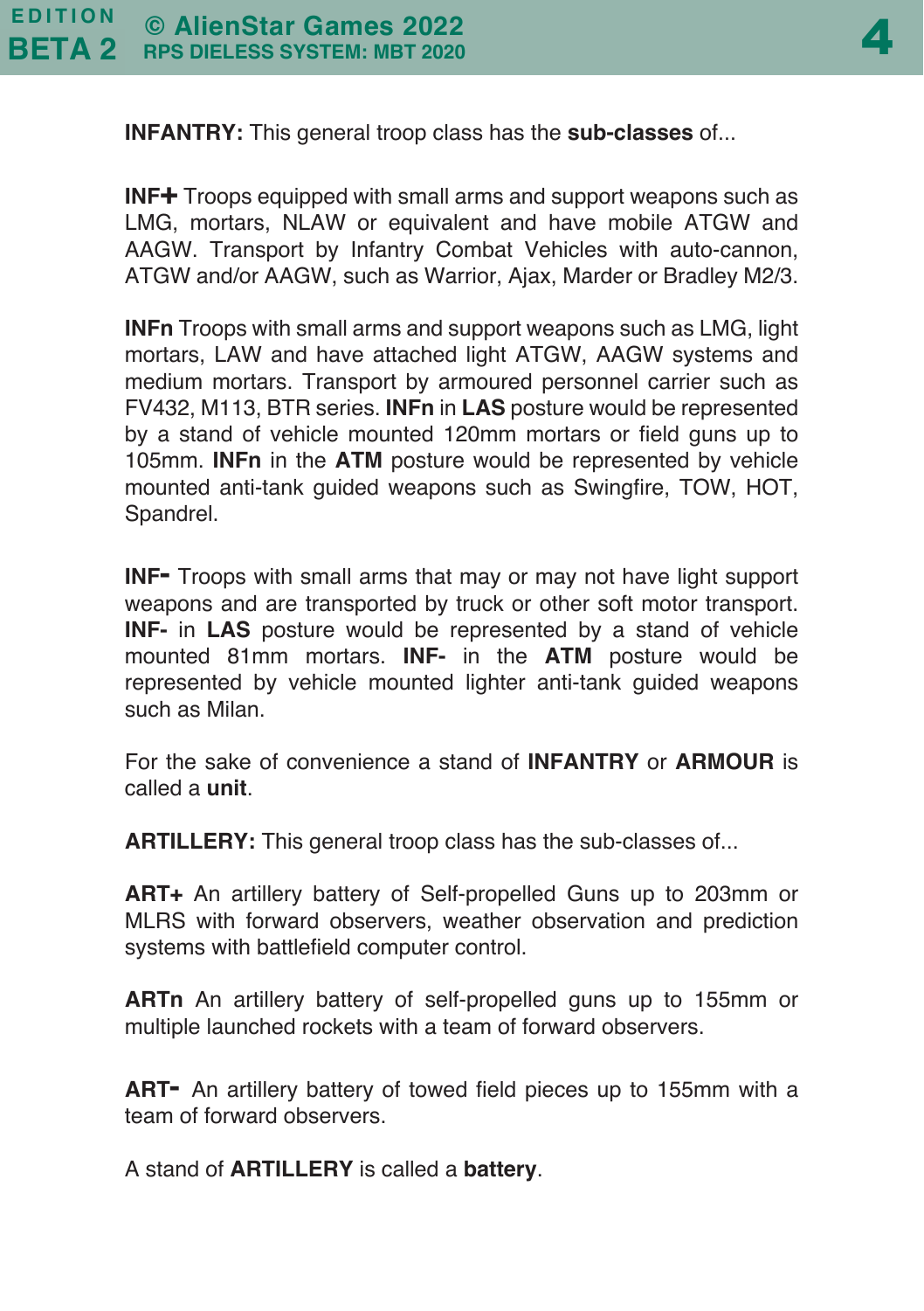**INFANTRY:** This general troop class has the **sub-classes** of...

**INF+** Troops equipped with small arms and support weapons such as LMG, mortars, NLAW or equivalent and have mobile ATGW and AAGW. Transport by Infantry Combat Vehicles with auto-cannon, ATGW and/or AAGW, such as Warrior, Ajax, Marder or Bradley M2/3.

**INFn** Troops with small arms and support weapons such as LMG, light mortars, LAW and have attached light ATGW, AAGW systems and medium mortars. Transport by armoured personnel carrier such as FV432, M113, BTR series. **INFn** in **LAS** posture would be represented by a stand of vehicle mounted 120mm mortars or field guns up to 105mm. **INFn** in the **ATM** posture would be represented by vehicle mounted anti-tank guided weapons such as Swingfire, TOW, HOT, Spandrel.

**INF-** Troops with small arms that may or may not have light support weapons and are transported by truck or other soft motor transport. **INF-** in **LAS** posture would be represented by a stand of vehicle mounted 81mm mortars. **INF-** in the **ATM** posture would be represented by vehicle mounted lighter anti-tank guided weapons such as Milan.

For the sake of convenience a stand of **INFANTRY** or **ARMOUR** is called a **unit**.

**ARTILLERY:** This general troop class has the sub-classes of...

**ART+** An artillery battery of Self-propelled Guns up to 203mm or MLRS with forward observers, weather observation and prediction systems with battlefield computer control.

**ARTn** An artillery battery of self-propelled guns up to 155mm or multiple launched rockets with a team of forward observers.

**ART-** An artillery battery of towed field pieces up to 155mm with a team of forward observers.

A stand of **ARTILLERY** is called a **battery**.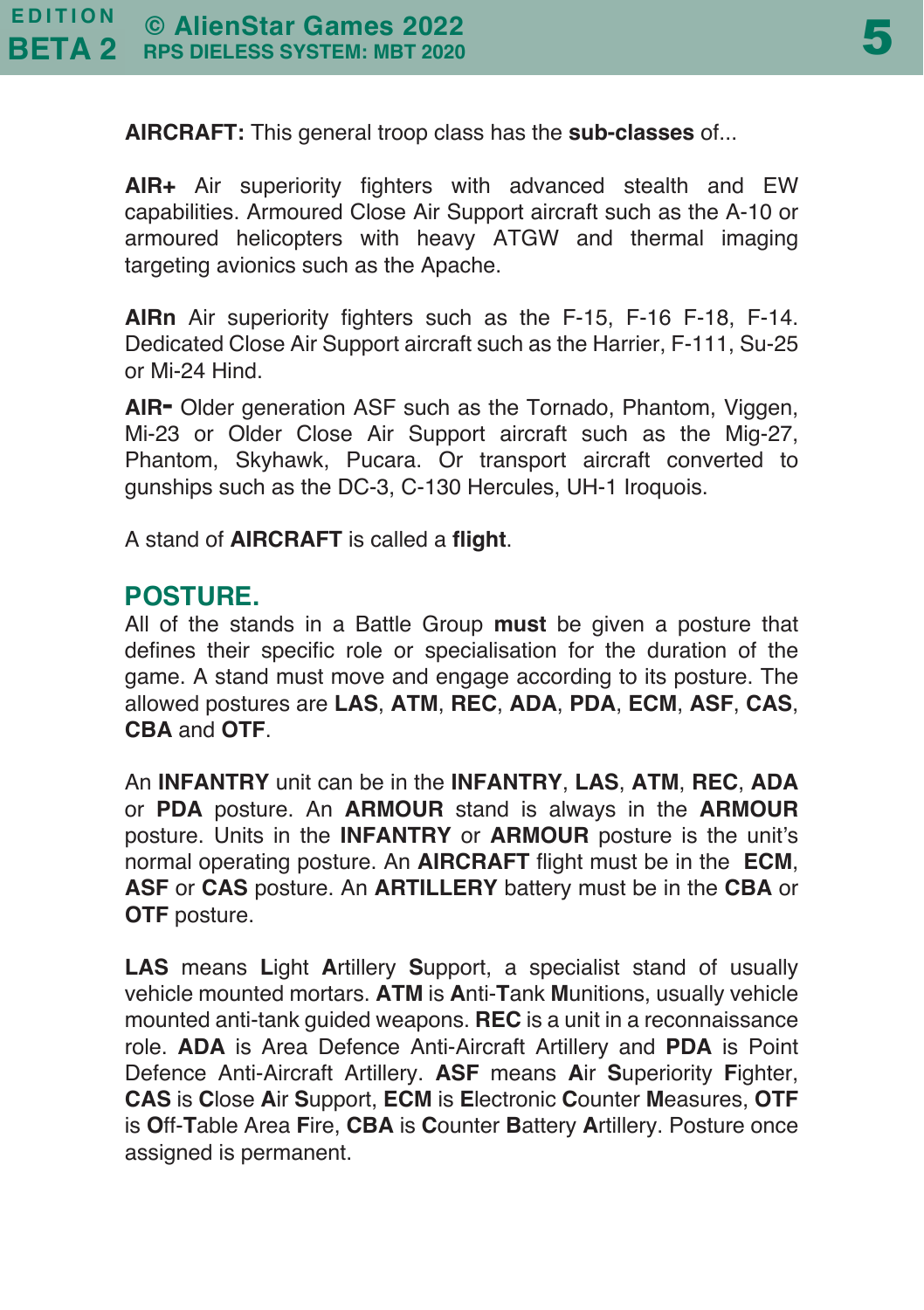**AIRCRAFT:** This general troop class has the **sub-classes** of...

**AIR+** Air superiority fighters with advanced stealth and EW capabilities. Armoured Close Air Support aircraft such as the A-10 or armoured helicopters with heavy ATGW and thermal imaging targeting avionics such as the Apache.

**AIRn** Air superiority fighters such as the F-15, F-16 F-18, F-14. Dedicated Close Air Support aircraft such as the Harrier, F-111, Su-25 or Mi-24 Hind.

**AIR-** Older generation ASF such as the Tornado, Phantom, Viggen, Mi-23 or Older Close Air Support aircraft such as the Mig-27, Phantom, Skyhawk, Pucara. Or transport aircraft converted to gunships such as the DC-3, C-130 Hercules, UH-1 Iroquois.

A stand of **AIRCRAFT** is called a **flight**.

## POSTURE.

All of the stands in a Battle Group **must** be given a posture that defines their specific role or specialisation for the duration of the game. A stand must move and engage according to its posture. The allowed postures are **LAS**, **ATM**, **REC**, **ADA**, **PDA**, **ECM**, **ASF**, **CAS**, **CBA** and **OTF**.

An **INFANTRY** unit can be in the **INFANTRY**, **LAS**, **ATM**, **REC**, **ADA** or **PDA** posture. An **ARMOUR** stand is always in the **ARMOUR** posture. Units in the **INFANTRY** or **ARMOUR** posture is the unit's normal operating posture. An **AIRCRAFT** flight must be in the **ECM**, **ASF** or **CAS** posture. An **ARTILLERY** battery must be in the **CBA** or **OTF** posture.

**LAS** means **L**ight **A**rtillery **S**upport, a specialist stand of usually vehicle mounted mortars. **ATM** is **A**nti-**T**ank **M**unitions, usually vehicle mounted anti-tank guided weapons. **REC** is a unit in a reconnaissance role. **ADA** is Area Defence Anti-Aircraft Artillery and **PDA** is Point Defence Anti-Aircraft Artillery. **ASF** means **A**ir **S**uperiority **F**ighter, **CAS** is **C**lose **A**ir **S**upport, **ECM** is **E**lectronic **C**ounter **M**easures, **OTF** is **O**ff-**T**able Area **F**ire, **CBA** is **C**ounter **B**attery **A**rtillery. Posture once assigned is permanent.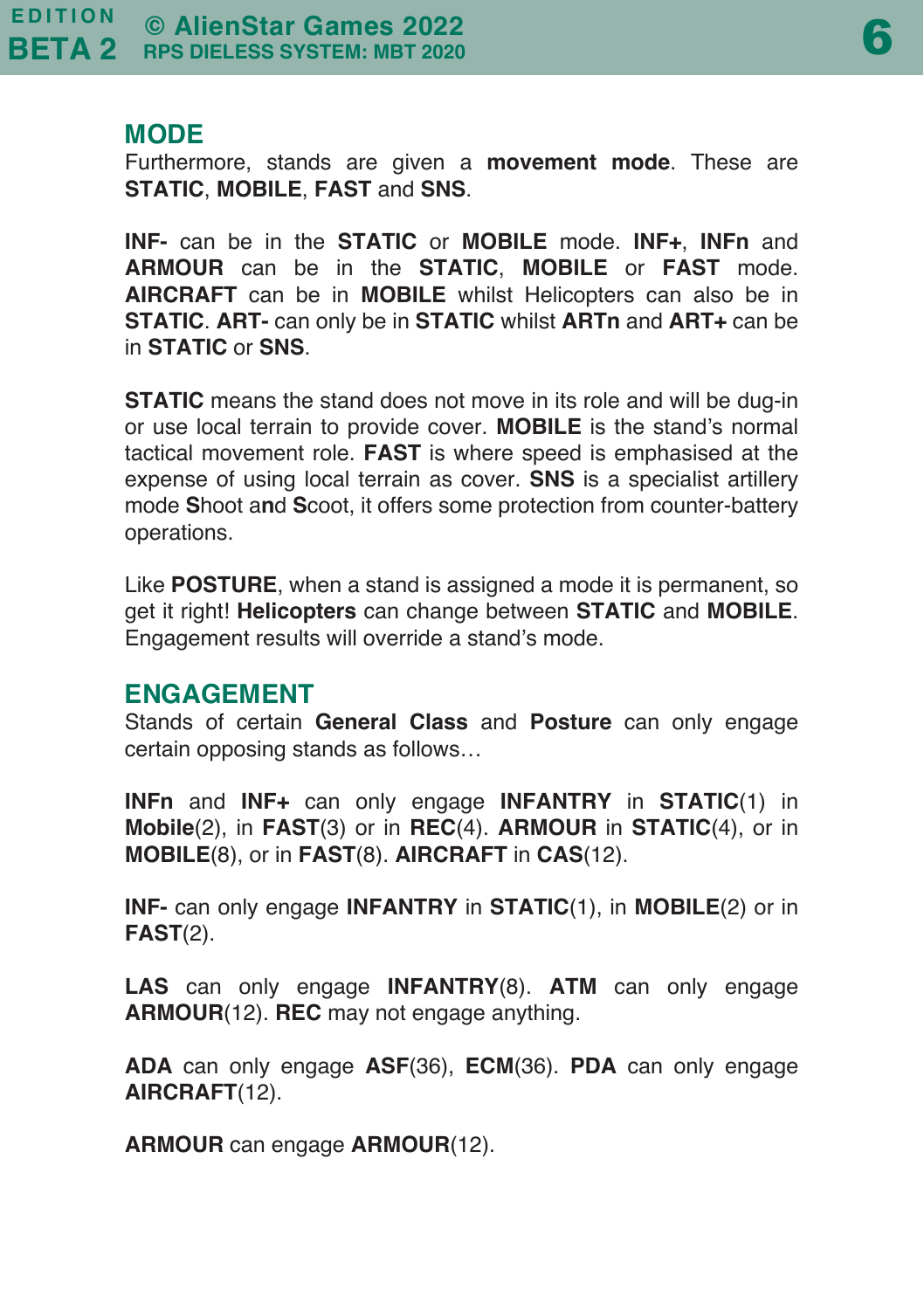## MODE

Furthermore, stands are given a **movement mode**. These are **STATIC**, **MOBILE**, **FAST** and **SNS**.

**INF-** can be in the **STATIC** or **MOBILE** mode. **INF+**, **INFn** and **ARMOUR** can be in the **STATIC**, **MOBILE** or **FAST** mode. **AIRCRAFT** can be in **MOBILE** whilst Helicopters can also be in **STATIC**. **ART-** can only be in **STATIC** whilst **ARTn** and **ART+** can be in **STATIC** or **SNS**.

**STATIC** means the stand does not move in its role and will be dug-in or use local terrain to provide cover. **MOBILE** is the stand's normal tactical movement role. **FAST** is where speed is emphasised at the expense of using local terrain as cover. **SNS** is a specialist artillery mode **S**hoot a**n**d **S**coot, it offers some protection from counter-battery operations.

Like **POSTURE**, when a stand is assigned a mode it is permanent, so get it right! **Helicopters** can change between **STATIC** and **MOBILE**. Engagement results will override a stand's mode.

## ENGAGEMENT

Stands of certain **General Class** and **Posture** can only engage certain opposing stands as follows…

**INFn** and **INF+** can only engage **INFANTRY** in **STATIC**(1) in **Mobile**(2), in **FAST**(3) or in **REC**(4). **ARMOUR** in **STATIC**(4), or in **MOBILE**(8), or in **FAST**(8). **AIRCRAFT** in **CAS**(12).

**INF-** can only engage **INFANTRY** in **STATIC**(1), in **MOBILE**(2) or in **FAST**(2).

**LAS** can only engage **INFANTRY**(8). **ATM** can only engage **ARMOUR**(12). **REC** may not engage anything.

**ADA** can only engage **ASF**(36), **ECM**(36). **PDA** can only engage **AIRCRAFT**(12).

**ARMOUR** can engage **ARMOUR**(12).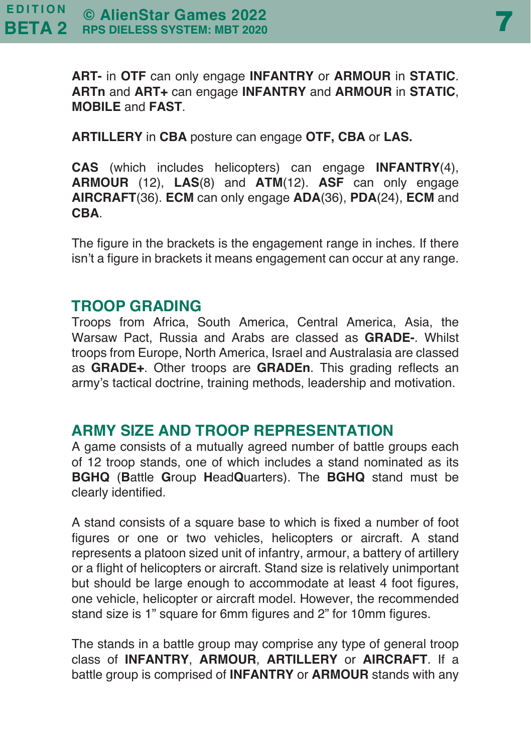**ART-** in **OTF** can only engage **INFANTRY** or **ARMOUR** in **STATIC**. **ARTn** and **ART+** can engage **INFANTRY** and **ARMOUR** in **STATIC**, **MOBILE** and **FAST**.

**ARTILLERY** in **CBA** posture can engage **OTF, CBA** or **LAS.**

**CAS** (which includes helicopters) can engage **INFANTRY**(4), **ARMOUR** (12), **LAS**(8) and **ATM**(12). **ASF** can only engage **AIRCRAFT**(36). **ECM** can only engage **ADA**(36), **PDA**(24), **ECM** and **CBA**.

The figure in the brackets is the engagement range in inches. If there isn't a figure in brackets it means engagement can occur at any range.

## TROOP GRADING

Troops from Africa, South America, Central America, Asia, the Warsaw Pact, Russia and Arabs are classed as **GRADE-**. Whilst troops from Europe, North America, Israel and Australasia are classed as **GRADE+**. Other troops are **GRADEn**. This grading reflects an army's tactical doctrine, training methods, leadership and motivation.

## ARMY SIZE AND TROOP REPRESENTATION

A game consists of a mutually agreed number of battle groups each of 12 troop stands, one of which includes a stand nominated as its **BGHQ** (**B**attle **G**roup **H**ead**Q**uarters). The **BGHQ** stand must be clearly identified.

A stand consists of a square base to which is fixed a number of foot figures or one or two vehicles, helicopters or aircraft. A stand represents a platoon sized unit of infantry, armour, a battery of artillery or a flight of helicopters or aircraft. Stand size is relatively unimportant but should be large enough to accommodate at least 4 foot figures, one vehicle, helicopter or aircraft model. However, the recommended stand size is 1" square for 6mm figures and 2" for 10mm figures.

The stands in a battle group may comprise any type of general troop class of **INFANTRY**, **ARMOUR**, **ARTILLERY** or **AIRCRAFT**. If a battle group is comprised of **INFANTRY** or **ARMOUR** stands with any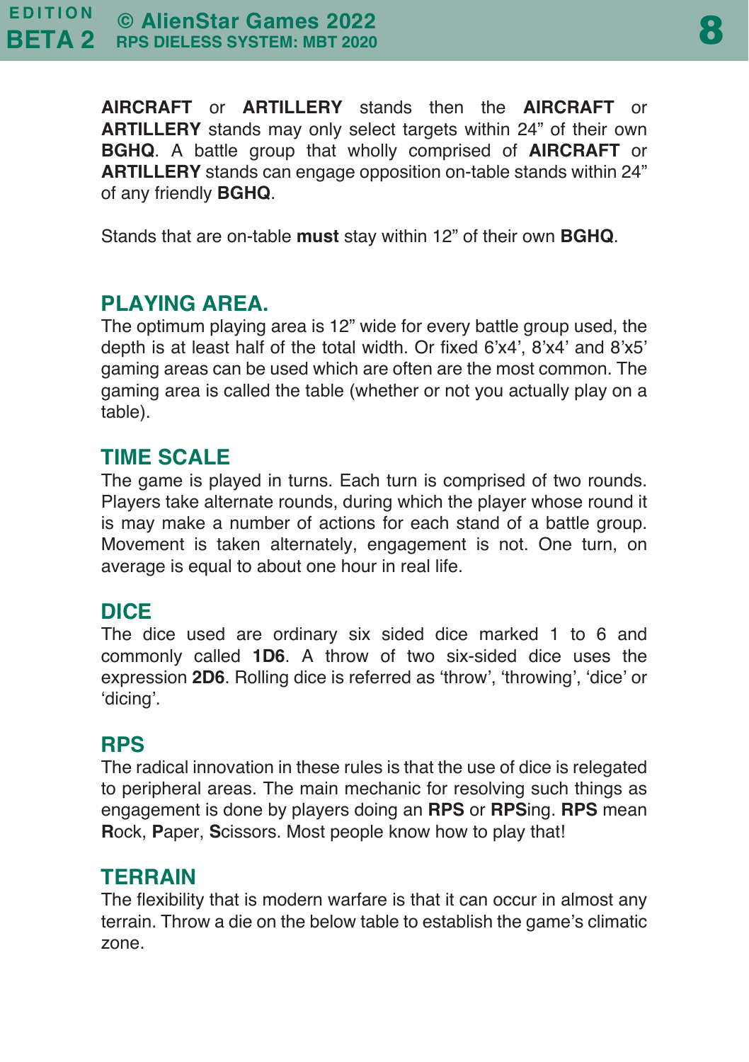**AIRCRAFT** or **ARTILLERY** stands then the **AIRCRAFT** or **ARTILLERY** stands may only select targets within 24” of their own **BGHQ**. A battle group that wholly comprised of **AIRCRAFT** or **ARTILLERY** stands can engage opposition on-table stands within 24” of any friendly **BGHQ**.

Stands that are on-table **must** stay within 12” of their own **BGHQ**.

## PLAYING AREA.

The optimum playing area is 12” wide for every battle group used, the depth is at least half of the total width. Or fixed 6’x4’, 8’x4’ and 8’x5’ gaming areas can be used which are often are the most common. The gaming area is called the table (whether or not you actually play on a table).

## TIME SCALE

The game is played in turns. Each turn is comprised of two rounds. Players take alternate rounds, during which the player whose round it is may make a number of actions for each stand of a battle group. Movement is taken alternately, engagement is not. One turn, on average is equal to about one hour in real life.

## DICE

The dice used are ordinary six sided dice marked 1 to 6 and commonly called **1D6**. A throw of two six-sided dice uses the expression **2D6**. Rolling dice is referred as ‘throw’, ‘throwing’, ‘dice’ or ‘dicing’.

## RPS

The radical innovation in these rules is that the use of dice is relegated to peripheral areas. The main mechanic for resolving such things as engagement is done by players doing an **RPS** or **RPS**ing. **RPS** mean **R**ock, **P**aper, **S**cissors. Most people know how to play that!

## TERRAIN

The flexibility that is modern warfare is that it can occur in almost any terrain. Throw a die on the below table to establish the game’s climatic zone.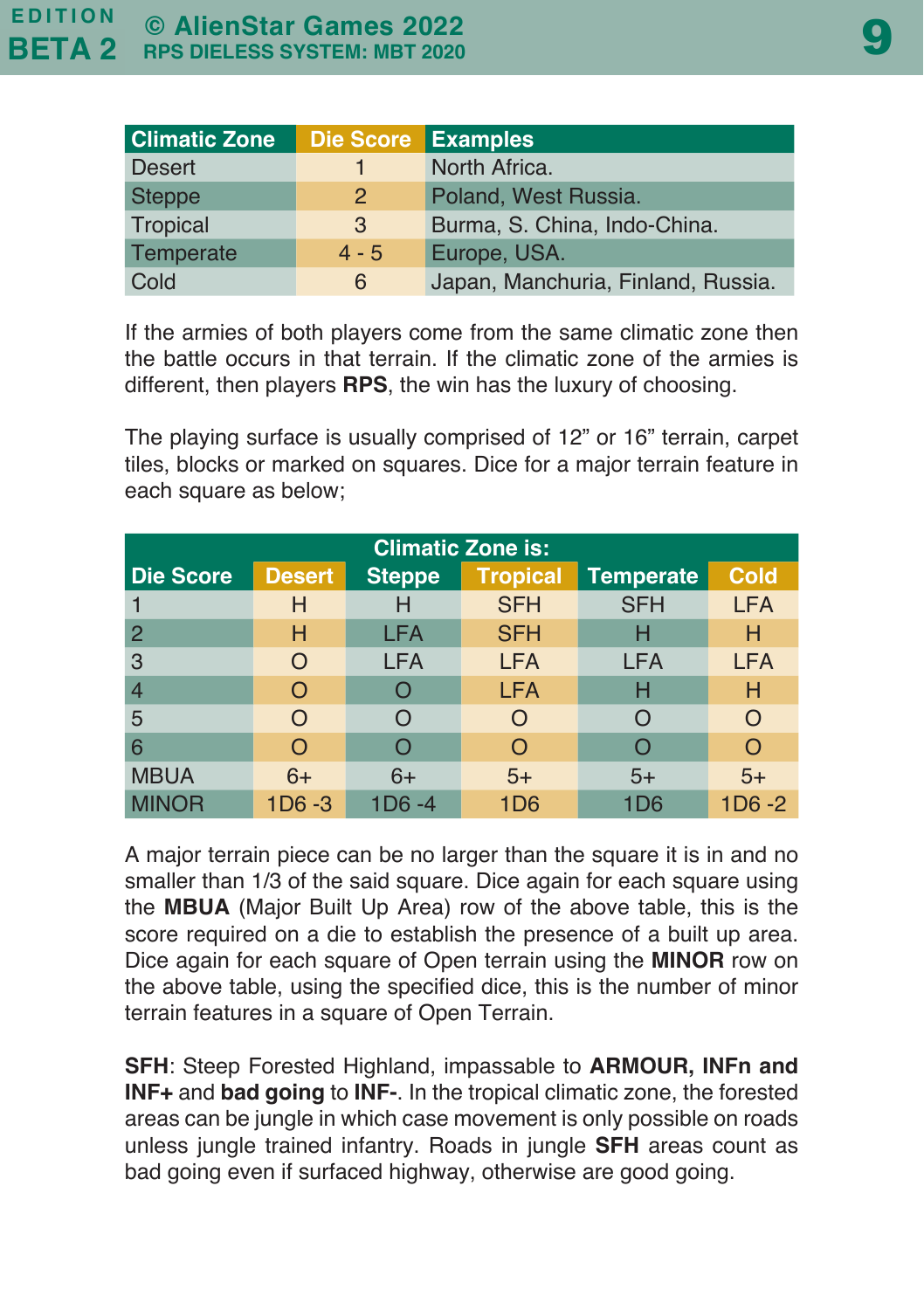| Climatic Zone | Die Score | Examples |
|---|---|---|
| Desert | 1 | North Africa. |
| Steppe | 2 | Poland, West Russia. |
| Tropical | 3 | Burma, S. China, Indo-China. |
| Temperate | 4 - 5 | Europe, USA. |
| Cold | 6 | Japan, Manchuria, Finland, Russia. |

If the armies of both players come from the same climatic zone then the battle occurs in that terrain. If the climatic zone of the armies is different, then players **RPS**, the win has the luxury of choosing.

The playing surface is usually comprised of 12” or 16” terrain, carpet tiles, blocks or marked on squares. Dice for a major terrain feature in each square as below;

| | Climatic Zone is: | | | | |
|---|---|---|---|---|---|
| Die Score | Desert | Steppe | Tropical | Temperate | Cold |
| 1 | H | H | SFH | SFH | LFA |
| 2 | H | LFA | SFH | H | H |
| 3 | O | LFA | LFA | LFA | LFA |
| 4 | O | O | LFA | H | H |
| 5 | O | O | O | O | O |
| 6 | O | O | O | O | O |
| MBUA | 6+ | 6+ | 5+ | 5+ | 5+ |
| MINOR | 1D6 -3 | 1D6 -4 | 1D6 | 1D6 | 1D6 -2 |

A major terrain piece can be no larger than the square it is in and no smaller than 1/3 of the said square. Dice again for each square using the **MBUA** (Major Built Up Area) row of the above table, this is the score required on a die to establish the presence of a built up area. Dice again for each square of Open terrain using the **MINOR** row on the above table, using the specified dice, this is the number of minor terrain features in a square of Open Terrain.

**SFH**: Steep Forested Highland, impassable to **ARMOUR, INFn and INF+** and **bad going** to **INF-**. In the tropical climatic zone, the forested areas can be jungle in which case movement is only possible on roads unless jungle trained infantry. Roads in jungle **SFH** areas count as bad going even if surfaced highway, otherwise are good going.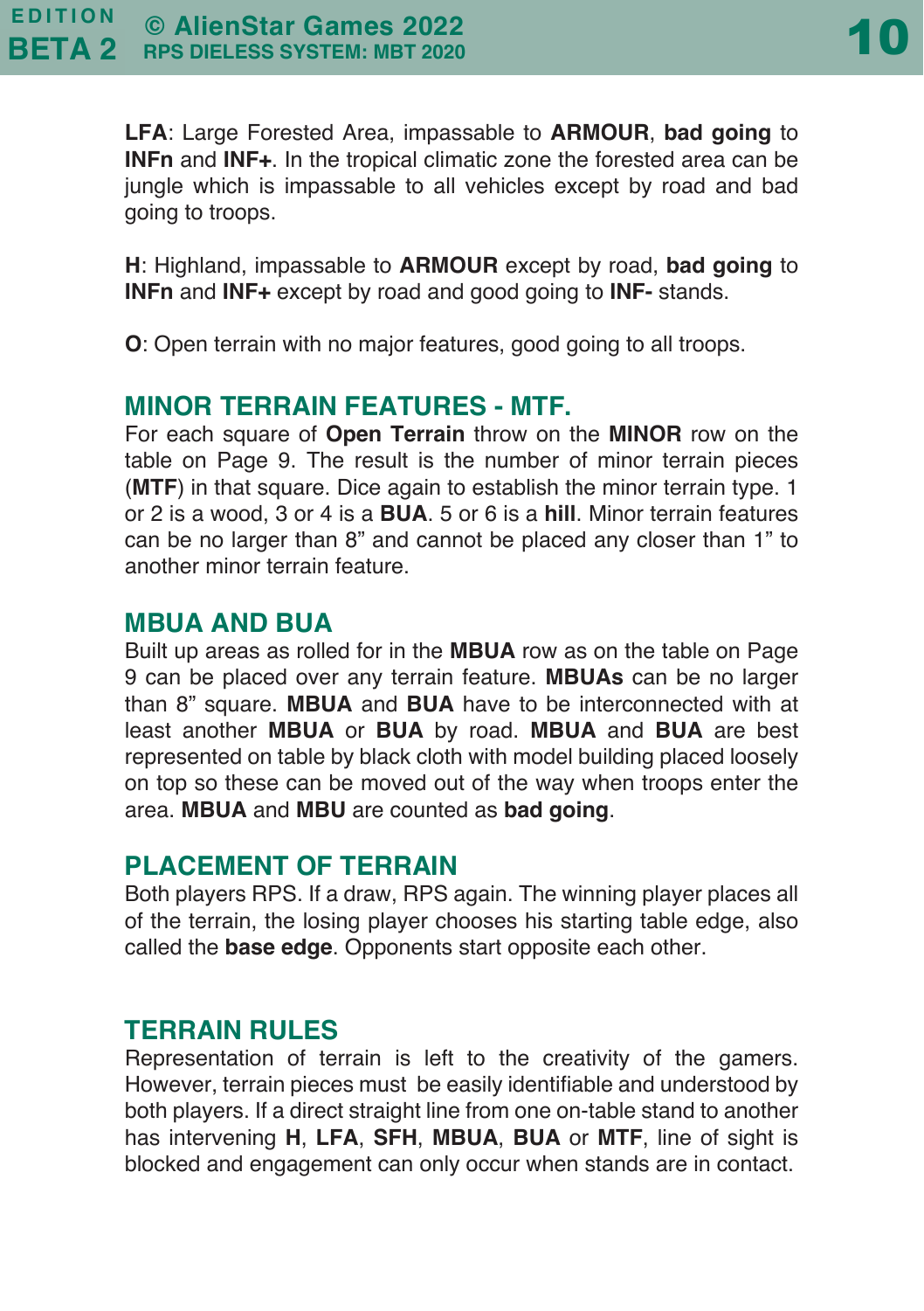**LFA**: Large Forested Area, impassable to **ARMOUR**, **bad going** to **INFn** and **INF+**. In the tropical climatic zone the forested area can be jungle which is impassable to all vehicles except by road and bad going to troops.

**H**: Highland, impassable to **ARMOUR** except by road, **bad going** to **INFn** and **INF+** except by road and good going to **INF-** stands.

**O**: Open terrain with no major features, good going to all troops.

## MINOR TERRAIN FEATURES - MTF.

For each square of **Open Terrain** throw on the **MINOR** row on the table on Page 9. The result is the number of minor terrain pieces (**MTF**) in that square. Dice again to establish the minor terrain type. 1 or 2 is a wood, 3 or 4 is a **BUA**. 5 or 6 is a **hill**. Minor terrain features can be no larger than 8" and cannot be placed any closer than 1" to another minor terrain feature.

## MBUA AND BUA

Built up areas as rolled for in the **MBUA** row as on the table on Page 9 can be placed over any terrain feature. **MBUAs** can be no larger than 8" square. **MBUA** and **BUA** have to be interconnected with at least another **MBUA** or **BUA** by road. **MBUA** and **BUA** are best represented on table by black cloth with model building placed loosely on top so these can be moved out of the way when troops enter the area. **MBUA** and **MBU** are counted as **bad going**.

## PLACEMENT OF TERRAIN

Both players RPS. If a draw, RPS again. The winning player places all of the terrain, the losing player chooses his starting table edge, also called the **base edge**. Opponents start opposite each other.

## TERRAIN RULES

Representation of terrain is left to the creativity of the gamers. However, terrain pieces must be easily identifiable and understood by both players. If a direct straight line from one on-table stand to another has intervening **H**, **LFA**, **SFH**, **MBUA**, **BUA** or **MTF**, line of sight is blocked and engagement can only occur when stands are in contact.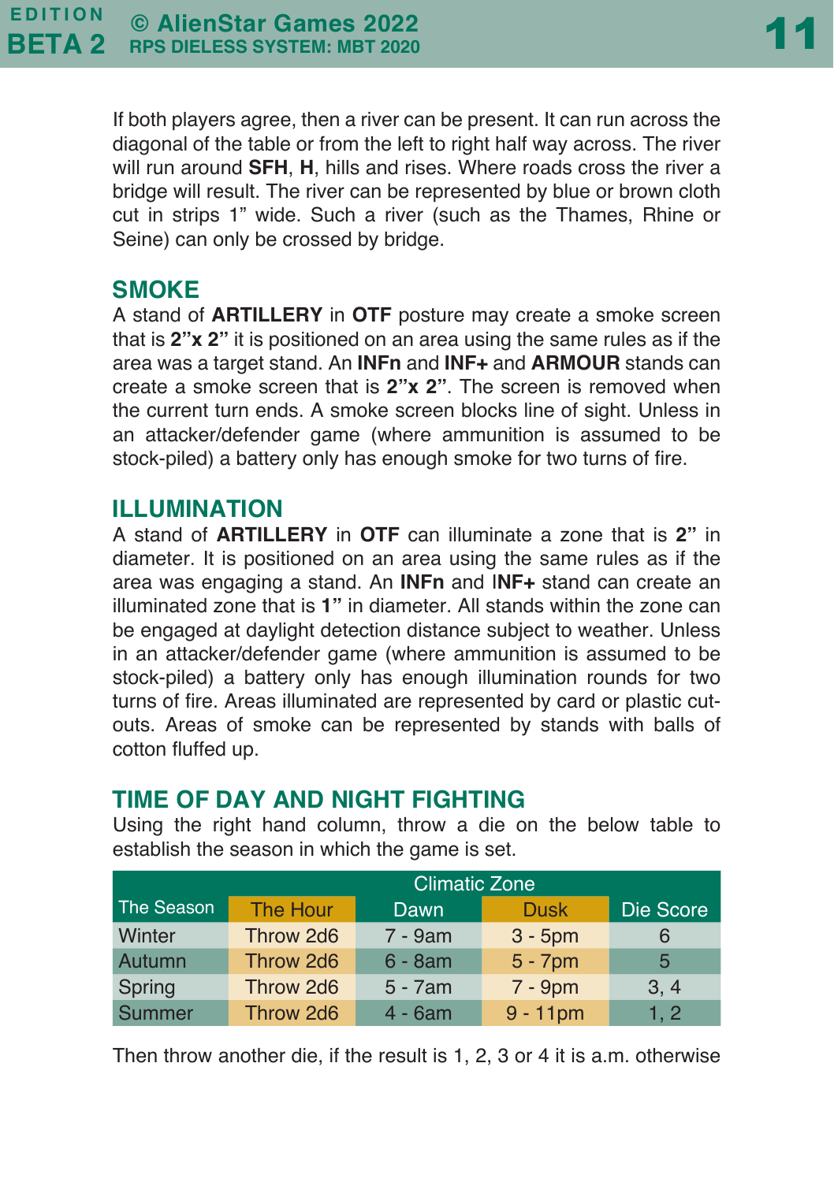If both players agree, then a river can be present. It can run across the diagonal of the table or from the left to right half way across. The river will run around **SFH**, **H**, hills and rises. Where roads cross the river a bridge will result. The river can be represented by blue or brown cloth cut in strips 1" wide. Such a river (such as the Thames, Rhine or Seine) can only be crossed by bridge.

## SMOKE

A stand of **ARTILLERY** in **OTF** posture may create a smoke screen that is **2"x 2"** it is positioned on an area using the same rules as if the area was a target stand. An **INFn** and **INF+** and **ARMOUR** stands can create a smoke screen that is **2"x 2"**. The screen is removed when the current turn ends. A smoke screen blocks line of sight. Unless in an attacker/defender game (where ammunition is assumed to be stock-piled) a battery only has enough smoke for two turns of fire.

## ILLUMINATION

A stand of **ARTILLERY** in **OTF** can illuminate a zone that is **2"** in diameter. It is positioned on an area using the same rules as if the area was engaging a stand. An **INFn** and **INF+** stand can create an illuminated zone that is **1"** in diameter. All stands within the zone can be engaged at daylight detection distance subject to weather. Unless in an attacker/defender game (where ammunition is assumed to be stock-piled) a battery only has enough illumination rounds for two turns of fire. Areas illuminated are represented by card or plastic cut-outs. Areas of smoke can be represented by stands with balls of cotton fluffed up.

## TIME OF DAY AND NIGHT FIGHTING

Using the right hand column, throw a die on the below table to establish the season in which the game is set.

| | Climatic Zone | | | |
|---|---|---|---|---|
| The Season | The Hour | Dawn | Dusk | Die Score |
| Winter | Throw 2d6 | 7 - 9am | 3 - 5pm | 6 |
| Autumn | Throw 2d6 | 6 - 8am | 5 - 7pm | 5 |
| Spring | Throw 2d6 | 5 - 7am | 7 - 9pm | 3, 4 |
| Summer | Throw 2d6 | 4 - 6am | 9 - 11pm | 1, 2 |

Then throw another die, if the result is 1, 2, 3 or 4 it is a.m. otherwise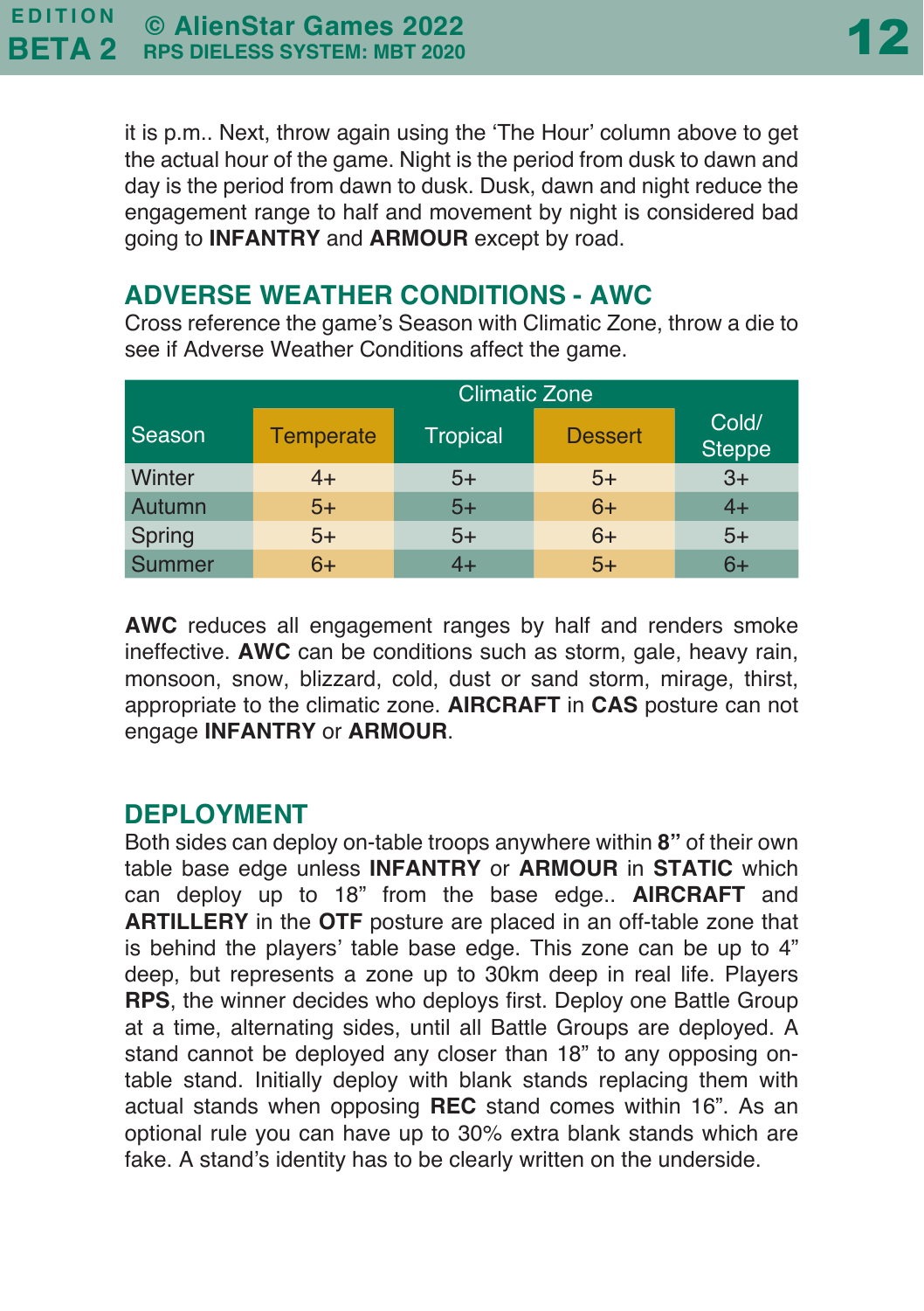it is p.m.. Next, throw again using the 'The Hour' column above to get the actual hour of the game. Night is the period from dusk to dawn and day is the period from dawn to dusk. Dusk, dawn and night reduce the engagement range to half and movement by night is considered bad going to **INFANTRY** and **ARMOUR** except by road.

## ADVERSE WEATHER CONDITIONS - AWC

Cross reference the game's Season with Climatic Zone, throw a die to see if Adverse Weather Conditions affect the game.

| Season | Climatic Zone | | | |
|---|---|---|---|---|
| | Temperate | Tropical | Dessert | Cold/ Steppe |
| Winter | 4+ | 5+ | 5+ | 3+ |
| Autumn | 5+ | 5+ | 6+ | 4+ |
| Spring | 5+ | 5+ | 6+ | 5+ |
| Summer | 6+ | 4+ | 5+ | 6+ |

**AWC** reduces all engagement ranges by half and renders smoke ineffective. **AWC** can be conditions such as storm, gale, heavy rain, monsoon, snow, blizzard, cold, dust or sand storm, mirage, thirst, appropriate to the climatic zone. **AIRCRAFT** in **CAS** posture can not engage **INFANTRY** or **ARMOUR**.

## DEPLOYMENT

Both sides can deploy on-table troops anywhere within **8"** of their own table base edge unless **INFANTRY** or **ARMOUR** in **STATIC** which can deploy up to 18" from the base edge.. **AIRCRAFT** and **ARTILLERY** in the **OTF** posture are placed in an off-table zone that is behind the players' table base edge. This zone can be up to 4" deep, but represents a zone up to 30km deep in real life. Players **RPS**, the winner decides who deploys first. Deploy one Battle Group at a time, alternating sides, until all Battle Groups are deployed. A stand cannot be deployed any closer than 18" to any opposing on-table stand. Initially deploy with blank stands replacing them with actual stands when opposing **REC** stand comes within 16". As an optional rule you can have up to 30% extra blank stands which are fake. A stand's identity has to be clearly written on the underside.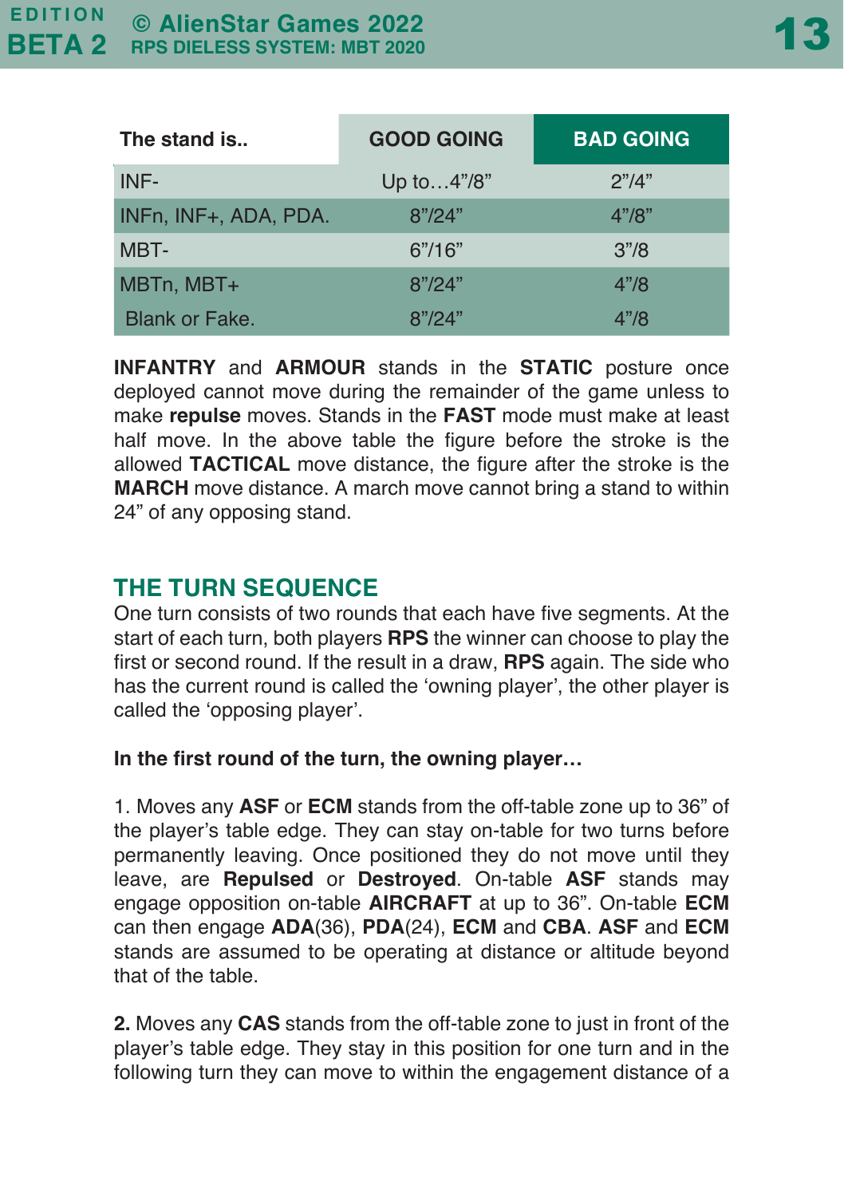| The stand is.. | GOOD GOING | BAD GOING |
|---|---|---|
| INF- | Up to…4”/8” | 2”/4” |
| INFn, INF+, ADA, PDA. | 8”/24” | 4”/8” |
| MBT- | 6”/16” | 3”/8 |
| MBTn, MBT+ | 8”/24” | 4”/8 |
| Blank or Fake. | 8”/24” | 4”/8 |

**INFANTRY** and **ARMOUR** stands in the **STATIC** posture once deployed cannot move during the remainder of the game unless to make **repulse** moves. Stands in the **FAST** mode must make at least half move. In the above table the figure before the stroke is the allowed **TACTICAL** move distance, the figure after the stroke is the **MARCH** move distance. A march move cannot bring a stand to within 24” of any opposing stand.

## THE TURN SEQUENCE

One turn consists of two rounds that each have five segments. At the start of each turn, both players **RPS** the winner can choose to play the first or second round. If the result in a draw, **RPS** again. The side who has the current round is called the ‘owning player’, the other player is called the ‘opposing player’.

**In the first round of the turn, the owning player…**

1. Moves any **ASF** or **ECM** stands from the off-table zone up to 36” of the player’s table edge. They can stay on-table for two turns before permanently leaving. Once positioned they do not move until they leave, are **Repulsed** or **Destroyed**. On-table **ASF** stands may engage opposition on-table **AIRCRAFT** at up to 36”. On-table **ECM** can then engage **ADA**(36), **PDA**(24), **ECM** and **CBA**. **ASF** and **ECM** stands are assumed to be operating at distance or altitude beyond that of the table.

**2.** Moves any **CAS** stands from the off-table zone to just in front of the player’s table edge. They stay in this position for one turn and in the following turn they can move to within the engagement distance of a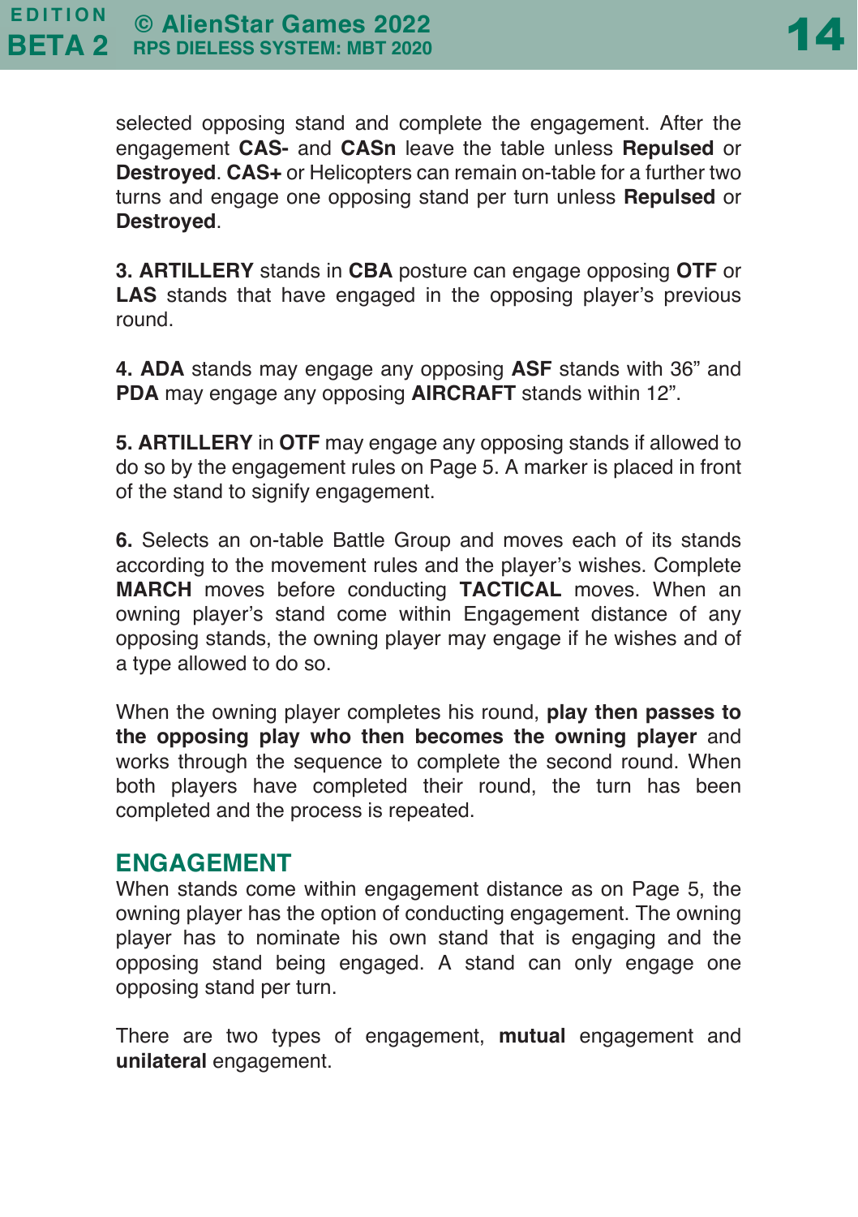selected opposing stand and complete the engagement. After the engagement **CAS-** and **CASn** leave the table unless **Repulsed** or **Destroyed**. **CAS+** or Helicopters can remain on-table for a further two turns and engage one opposing stand per turn unless **Repulsed** or **Destroyed**.

**3. ARTILLERY** stands in **CBA** posture can engage opposing **OTF** or **LAS** stands that have engaged in the opposing player's previous round.

**4. ADA** stands may engage any opposing **ASF** stands with 36" and **PDA** may engage any opposing **AIRCRAFT** stands within 12".

**5. ARTILLERY** in **OTF** may engage any opposing stands if allowed to do so by the engagement rules on Page 5. A marker is placed in front of the stand to signify engagement.

**6.** Selects an on-table Battle Group and moves each of its stands according to the movement rules and the player's wishes. Complete **MARCH** moves before conducting **TACTICAL** moves. When an owning player's stand come within Engagement distance of any opposing stands, the owning player may engage if he wishes and of a type allowed to do so.

When the owning player completes his round, **play then passes to the opposing play who then becomes the owning player** and works through the sequence to complete the second round. When both players have completed their round, the turn has been completed and the process is repeated.

## ENGAGEMENT

When stands come within engagement distance as on Page 5, the owning player has the option of conducting engagement. The owning player has to nominate his own stand that is engaging and the opposing stand being engaged. A stand can only engage one opposing stand per turn.

There are two types of engagement, **mutual** engagement and **unilateral** engagement.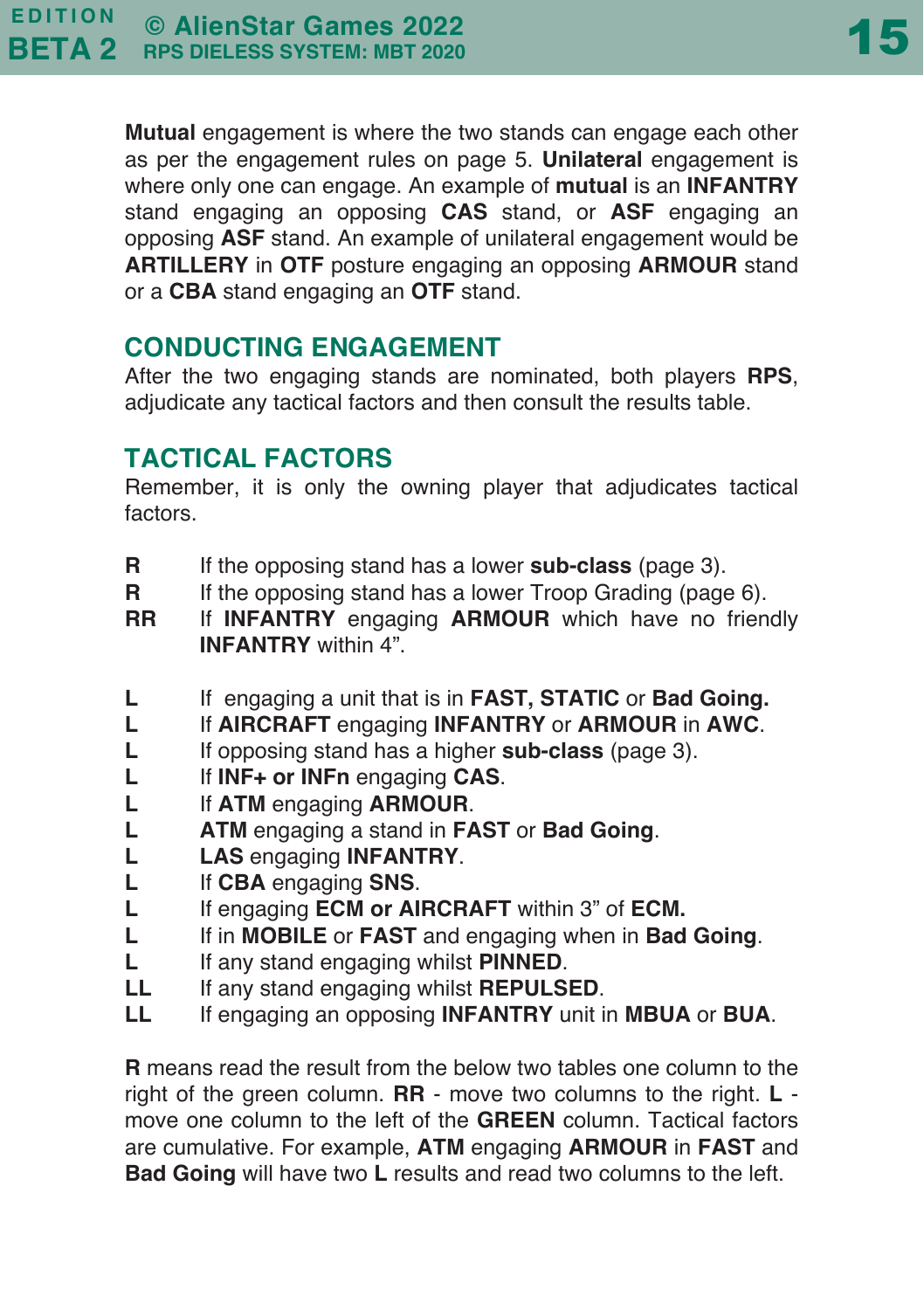**Mutual** engagement is where the two stands can engage each other as per the engagement rules on page 5. **Unilateral** engagement is where only one can engage. An example of **mutual** is an **INFANTRY** stand engaging an opposing **CAS** stand, or **ASF** engaging an opposing **ASF** stand. An example of unilateral engagement would be **ARTILLERY** in **OTF** posture engaging an opposing **ARMOUR** stand or a **CBA** stand engaging an **OTF** stand.

## CONDUCTING ENGAGEMENT

After the two engaging stands are nominated, both players **RPS**, adjudicate any tactical factors and then consult the results table.

## TACTICAL FACTORS

Remember, it is only the owning player that adjudicates tactical factors.

| | |
|---|---|
| **R** | If the opposing stand has a lower **sub-class** (page 3). |
| **R** | If the opposing stand has a lower Troop Grading (page 6). |
| **RR** | If **INFANTRY** engaging **ARMOUR** which have no friendly **INFANTRY** within 4”. |

| | |
|---|---|
| **L** | If engaging a unit that is in **FAST, STATIC** or **Bad Going.** |
| **L** | If **AIRCRAFT** engaging **INFANTRY** or **ARMOUR** in **AWC**. |
| **L** | If opposing stand has a higher **sub-class** (page 3). |
| **L** | If **INF+ or INFn** engaging **CAS**. |
| **L** | If **ATM** engaging **ARMOUR**. |
| **L** | **ATM** engaging a stand in **FAST** or **Bad Going**. |
| **L** | **LAS** engaging **INFANTRY**. |
| **L** | If **CBA** engaging **SNS**. |
| **L** | If engaging **ECM or AIRCRAFT** within 3” of **ECM.** |
| **L** | If in **MOBILE** or **FAST** and engaging when in **Bad Going**. |
| **L** | If any stand engaging whilst **PINNED**. |
| **LL** | If any stand engaging whilst **REPULSED**. |
| **LL** | If engaging an opposing **INFANTRY** unit in **MBUA** or **BUA**. |

**R** means read the result from the below two tables one column to the right of the green column. **RR** - move two columns to the right. **L** - move one column to the left of the **GREEN** column. Tactical factors are cumulative. For example, **ATM** engaging **ARMOUR** in **FAST** and **Bad Going** will have two **L** results and read two columns to the left.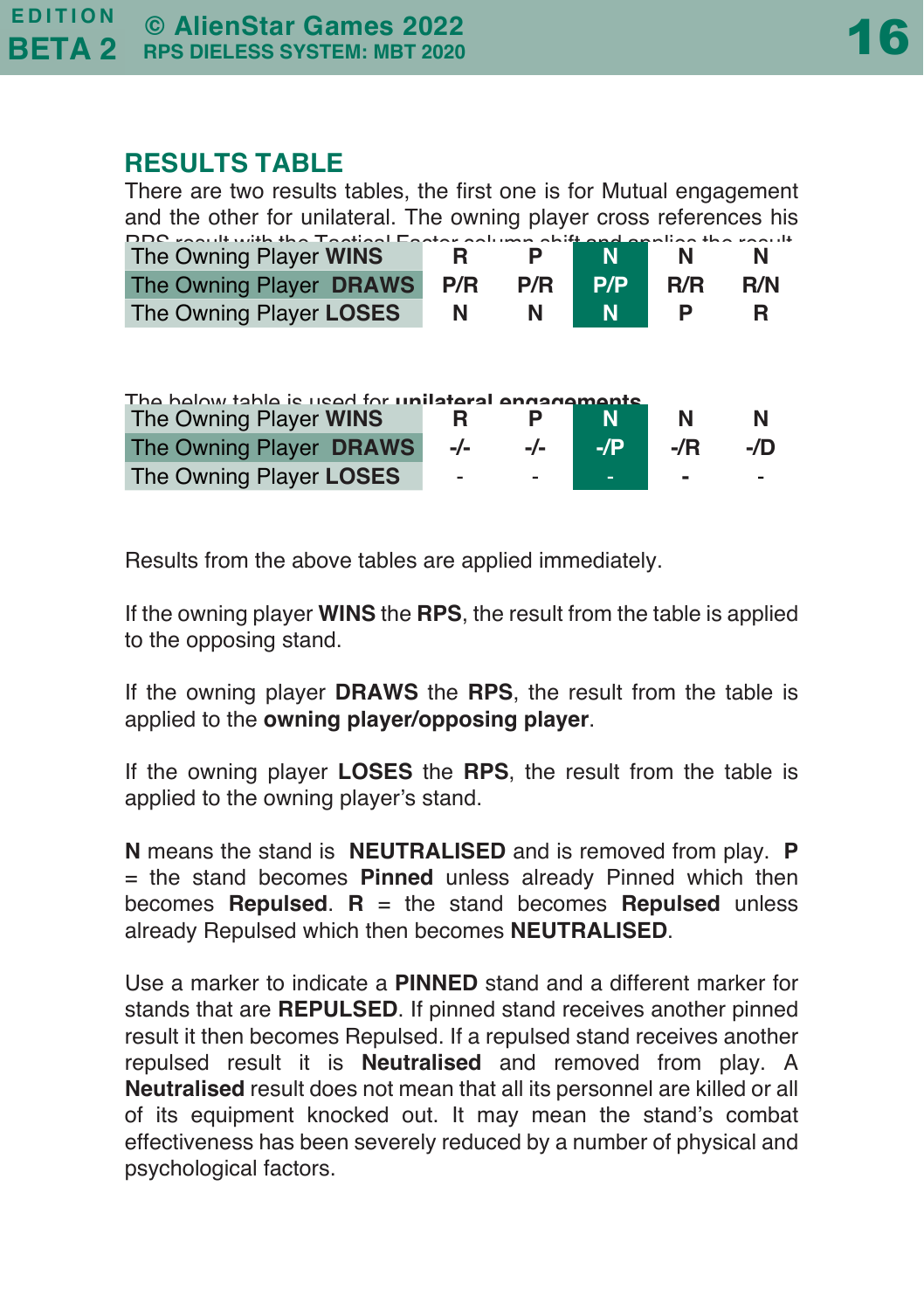## RESULTS TABLE

There are two results tables, the first one is for Mutual engagement and the other for unilateral. The owning player cross references his RPS result with the Tactical Factor column shift and applies the result

| | | | | | |
|---|---|---|---|---|---|
| The Owning Player **WINS** | R | P | N | N | N |
| The Owning Player **DRAWS** | P/R | P/R | P/P | R/R | R/N |
| The Owning Player **LOSES** | N | N | N | P | R |

The below table is used for **unilateral engagements**

| | | | | | |
|---|---|---|---|---|---|
| The Owning Player **WINS** | R | P | N | N | N |
| The Owning Player **DRAWS** | -/- | -/- | -/P | -/R | -/D |
| The Owning Player **LOSES** | - | - | - | - | - |

Results from the above tables are applied immediately.

If the owning player **WINS** the **RPS**, the result from the table is applied to the opposing stand.

If the owning player **DRAWS** the **RPS**, the result from the table is applied to the **owning player/opposing player**.

If the owning player **LOSES** the **RPS**, the result from the table is applied to the owning player's stand.

**N** means the stand is **NEUTRALISED** and is removed from play. **P** = the stand becomes **Pinned** unless already Pinned which then becomes **Repulsed**. **R** = the stand becomes **Repulsed** unless already Repulsed which then becomes **NEUTRALISED**.

Use a marker to indicate a **PINNED** stand and a different marker for stands that are **REPULSED**. If pinned stand receives another pinned result it then becomes Repulsed. If a repulsed stand receives another repulsed result it is **Neutralised** and removed from play. A **Neutralised** result does not mean that all its personnel are killed or all of its equipment knocked out. It may mean the stand's combat effectiveness has been severely reduced by a number of physical and psychological factors.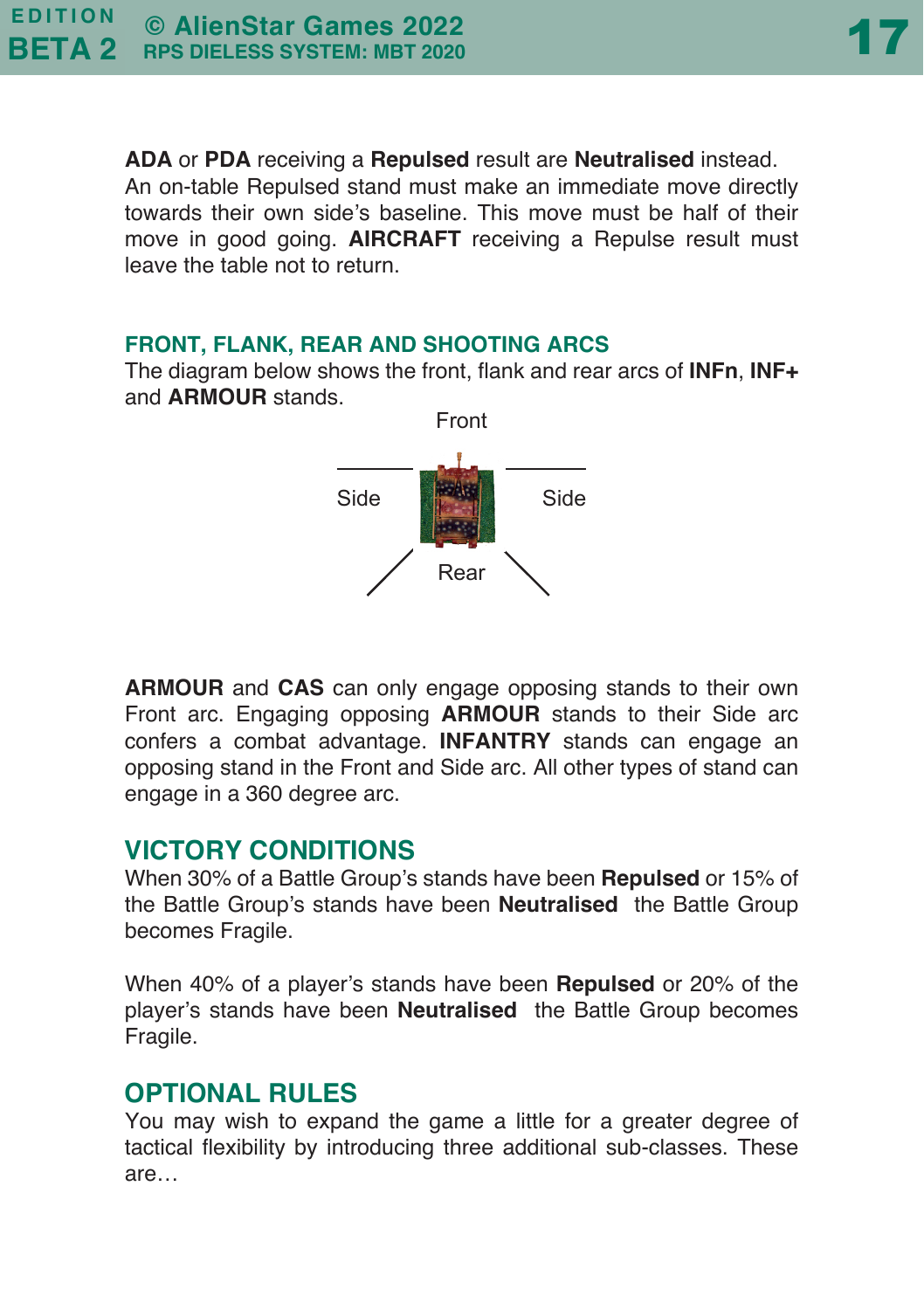**ADA** or **PDA** receiving a **Repulsed** result are **Neutralised** instead. An on-table Repulsed stand must make an immediate move directly towards their own side's baseline. This move must be half of their move in good going. **AIRCRAFT** receiving a Repulse result must leave the table not to return.

### FRONT, FLANK, REAR AND SHOOTING ARCS

The diagram below shows the front, flank and rear arcs of **INFn**, **INF+** and **ARMOUR** stands.

Front

Side Side

Rear

**ARMOUR** and **CAS** can only engage opposing stands to their own Front arc. Engaging opposing **ARMOUR** stands to their Side arc confers a combat advantage. **INFANTRY** stands can engage an opposing stand in the Front and Side arc. All other types of stand can engage in a 360 degree arc.

## VICTORY CONDITIONS

When 30% of a Battle Group's stands have been **Repulsed** or 15% of the Battle Group's stands have been **Neutralised** the Battle Group becomes Fragile.

When 40% of a player's stands have been **Repulsed** or 20% of the player's stands have been **Neutralised** the Battle Group becomes Fragile.

## OPTIONAL RULES

You may wish to expand the game a little for a greater degree of tactical flexibility by introducing three additional sub-classes. These are…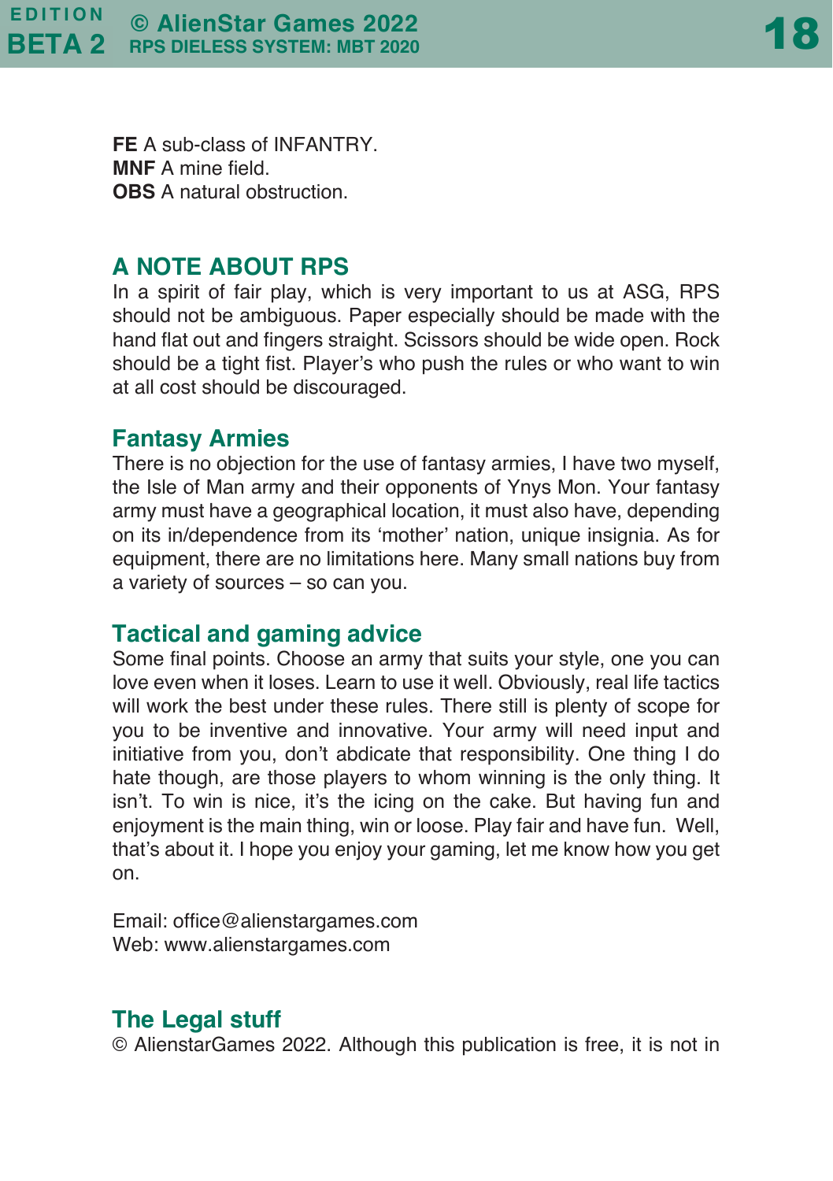**FE** A sub-class of INFANTRY.
**MNF** A mine field.
**OBS** A natural obstruction.

## A NOTE ABOUT RPS

In a spirit of fair play, which is very important to us at ASG, RPS should not be ambiguous. Paper especially should be made with the hand flat out and fingers straight. Scissors should be wide open. Rock should be a tight fist. Player's who push the rules or who want to win at all cost should be discouraged.

### Fantasy Armies

There is no objection for the use of fantasy armies, I have two myself, the Isle of Man army and their opponents of Ynys Mon. Your fantasy army must have a geographical location, it must also have, depending on its in/dependence from its 'mother' nation, unique insignia. As for equipment, there are no limitations here. Many small nations buy from a variety of sources – so can you.

### Tactical and gaming advice

Some final points. Choose an army that suits your style, one you can love even when it loses. Learn to use it well. Obviously, real life tactics will work the best under these rules. There still is plenty of scope for you to be inventive and innovative. Your army will need input and initiative from you, don't abdicate that responsibility. One thing I do hate though, are those players to whom winning is the only thing. It isn't. To win is nice, it's the icing on the cake. But having fun and enjoyment is the main thing, win or loose. Play fair and have fun. Well, that's about it. I hope you enjoy your gaming, let me know how you get on.

Email: office@alienstargames.com
Web: www.alienstargames.com

### The Legal stuff

© AlienstarGames 2022. Although this publication is free, it is not in